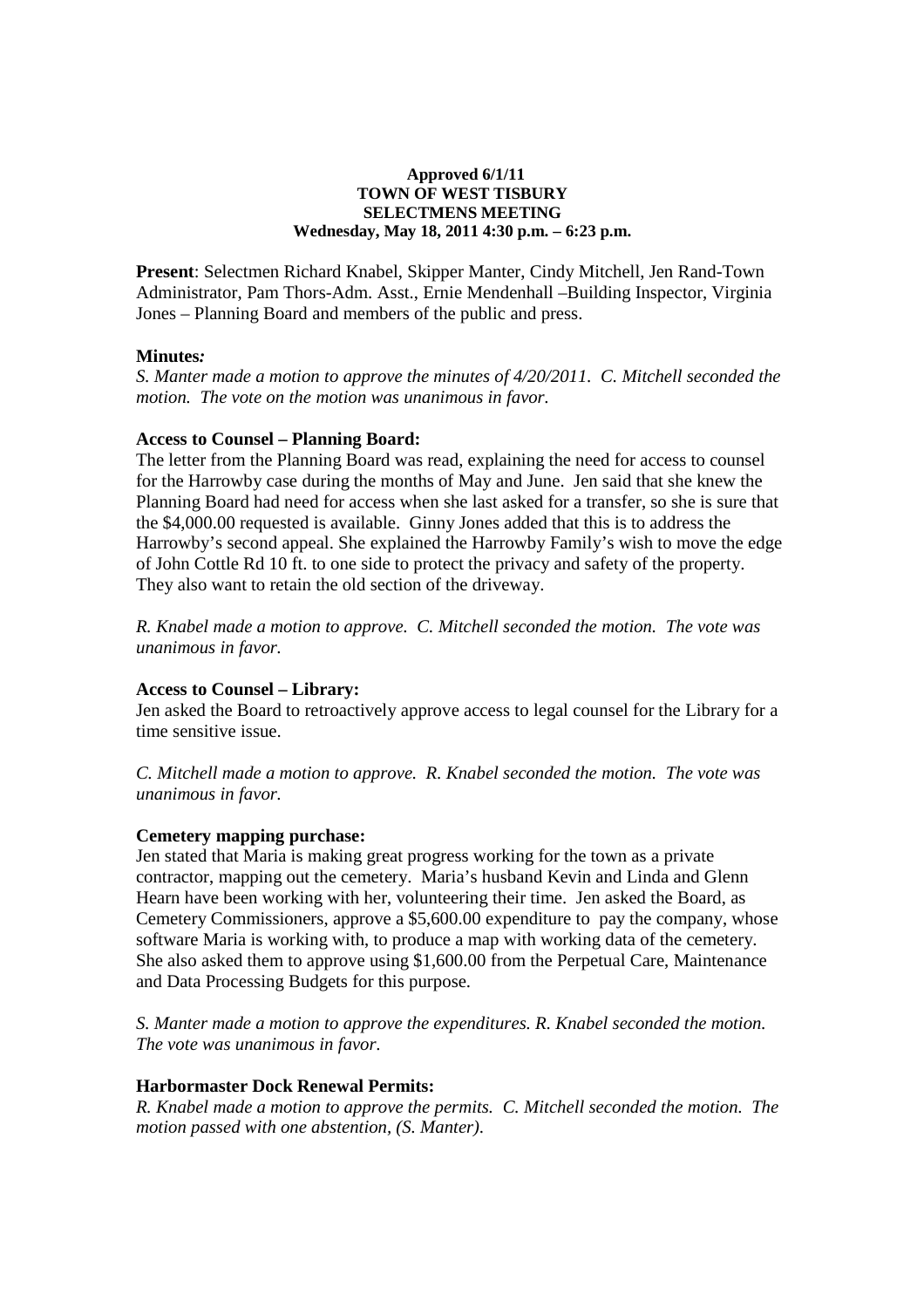**Approved 6/1/11**
**TOWN OF WEST TISBURY**
**SELECTMENS MEETING**
**Wednesday, May 18, 2011 4:30 p.m. – 6:23 p.m.**

**Present**: Selectmen Richard Knabel, Skipper Manter, Cindy Mitchell, Jen Rand-Town Administrator, Pam Thors-Adm. Asst., Ernie Mendenhall –Building Inspector, Virginia Jones – Planning Board and members of the public and press.

**Minutes*:***

*S. Manter made a motion to approve the minutes of 4/20/2011. C. Mitchell seconded the motion. The vote on the motion was unanimous in favor.*

**Access to Counsel – Planning Board:**

The letter from the Planning Board was read, explaining the need for access to counsel for the Harrowby case during the months of May and June. Jen said that she knew the Planning Board had need for access when she last asked for a transfer, so she is sure that the $4,000.00 requested is available. Ginny Jones added that this is to address the Harrowby's second appeal. She explained the Harrowby Family's wish to move the edge of John Cottle Rd 10 ft. to one side to protect the privacy and safety of the property. They also want to retain the old section of the driveway.

*R. Knabel made a motion to approve. C. Mitchell seconded the motion. The vote was unanimous in favor.*

**Access to Counsel – Library:**

Jen asked the Board to retroactively approve access to legal counsel for the Library for a time sensitive issue.

*C. Mitchell made a motion to approve. R. Knabel seconded the motion. The vote was unanimous in favor.*

**Cemetery mapping purchase:**

Jen stated that Maria is making great progress working for the town as a private contractor, mapping out the cemetery. Maria's husband Kevin and Linda and Glenn Hearn have been working with her, volunteering their time. Jen asked the Board, as Cemetery Commissioners, approve a $5,600.00 expenditure to pay the company, whose software Maria is working with, to produce a map with working data of the cemetery. She also asked them to approve using $1,600.00 from the Perpetual Care, Maintenance and Data Processing Budgets for this purpose.

*S. Manter made a motion to approve the expenditures. R. Knabel seconded the motion. The vote was unanimous in favor.*

**Harbormaster Dock Renewal Permits:**

*R. Knabel made a motion to approve the permits. C. Mitchell seconded the motion. The motion passed with one abstention, (S. Manter).*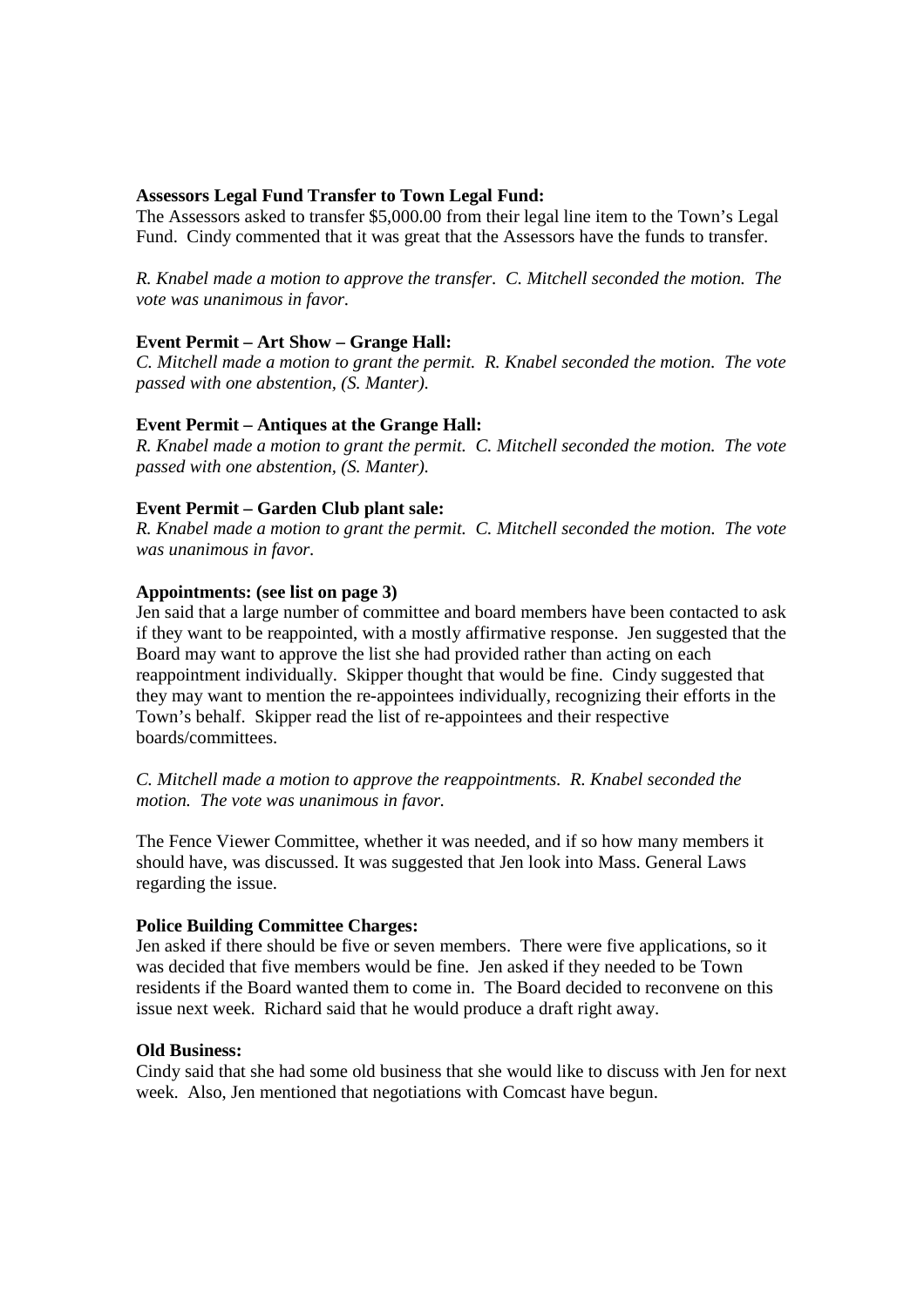**Assessors Legal Fund Transfer to Town Legal Fund:**
The Assessors asked to transfer $5,000.00 from their legal line item to the Town's Legal Fund. Cindy commented that it was great that the Assessors have the funds to transfer.

*R. Knabel made a motion to approve the transfer. C. Mitchell seconded the motion. The vote was unanimous in favor.*

**Event Permit – Art Show – Grange Hall:**
*C. Mitchell made a motion to grant the permit. R. Knabel seconded the motion. The vote passed with one abstention, (S. Manter).*

**Event Permit – Antiques at the Grange Hall:**
*R. Knabel made a motion to grant the permit. C. Mitchell seconded the motion. The vote passed with one abstention, (S. Manter).*

**Event Permit – Garden Club plant sale:**
*R. Knabel made a motion to grant the permit. C. Mitchell seconded the motion. The vote was unanimous in favor.*

**Appointments: (see list on page 3)**
Jen said that a large number of committee and board members have been contacted to ask if they want to be reappointed, with a mostly affirmative response. Jen suggested that the Board may want to approve the list she had provided rather than acting on each reappointment individually. Skipper thought that would be fine. Cindy suggested that they may want to mention the re-appointees individually, recognizing their efforts in the Town's behalf. Skipper read the list of re-appointees and their respective boards/committees.

*C. Mitchell made a motion to approve the reappointments. R. Knabel seconded the motion. The vote was unanimous in favor.*

The Fence Viewer Committee, whether it was needed, and if so how many members it should have, was discussed. It was suggested that Jen look into Mass. General Laws regarding the issue.

**Police Building Committee Charges:**
Jen asked if there should be five or seven members. There were five applications, so it was decided that five members would be fine. Jen asked if they needed to be Town residents if the Board wanted them to come in. The Board decided to reconvene on this issue next week. Richard said that he would produce a draft right away.

**Old Business:**
Cindy said that she had some old business that she would like to discuss with Jen for next week. Also, Jen mentioned that negotiations with Comcast have begun.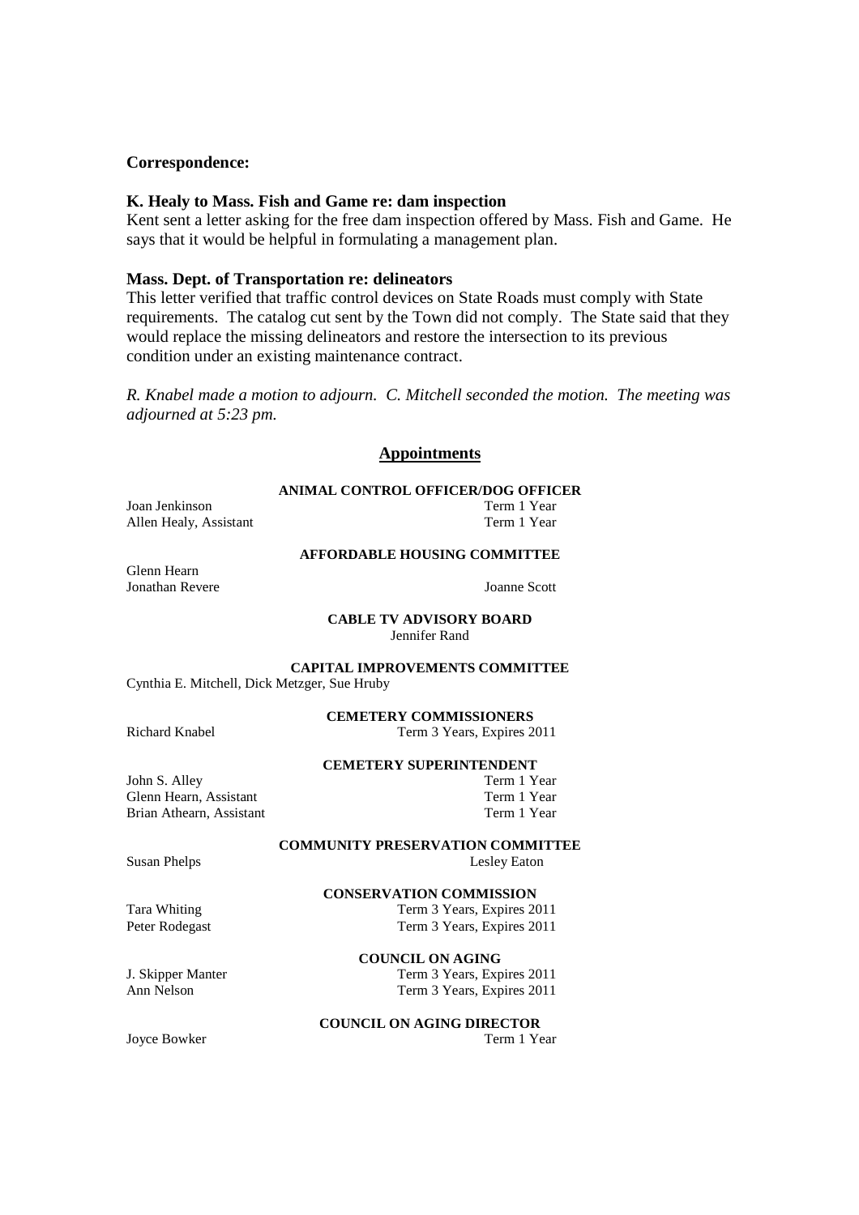**Correspondence:**

**K. Healy to Mass. Fish and Game re: dam inspection**

Kent sent a letter asking for the free dam inspection offered by Mass. Fish and Game. He says that it would be helpful in formulating a management plan.

**Mass. Dept. of Transportation re: delineators**

This letter verified that traffic control devices on State Roads must comply with State requirements. The catalog cut sent by the Town did not comply. The State said that they would replace the missing delineators and restore the intersection to its previous condition under an existing maintenance contract.

*R. Knabel made a motion to adjourn. C. Mitchell seconded the motion. The meeting was adjourned at 5:23 pm.*

## Appointments

**ANIMAL CONTROL OFFICER/DOG OFFICER**

Joan Jenkinson — Term 1 Year
Allen Healy, Assistant — Term 1 Year

**AFFORDABLE HOUSING COMMITTEE**

Glenn Hearn
Jonathan Revere
Joanne Scott

**CABLE TV ADVISORY BOARD**

Jennifer Rand

**CAPITAL IMPROVEMENTS COMMITTEE**

Cynthia E. Mitchell, Dick Metzger, Sue Hruby

**CEMETERY COMMISSIONERS**

Richard Knabel — Term 3 Years, Expires 2011

**CEMETERY SUPERINTENDENT**

John S. Alley — Term 1 Year
Glenn Hearn, Assistant — Term 1 Year
Brian Athearn, Assistant — Term 1 Year

**COMMUNITY PRESERVATION COMMITTEE**

Susan Phelps
Lesley Eaton

**CONSERVATION COMMISSION**

Tara Whiting — Term 3 Years, Expires 2011
Peter Rodegast — Term 3 Years, Expires 2011

**COUNCIL ON AGING**

J. Skipper Manter — Term 3 Years, Expires 2011
Ann Nelson — Term 3 Years, Expires 2011

**COUNCIL ON AGING DIRECTOR**

Joyce Bowker — Term 1 Year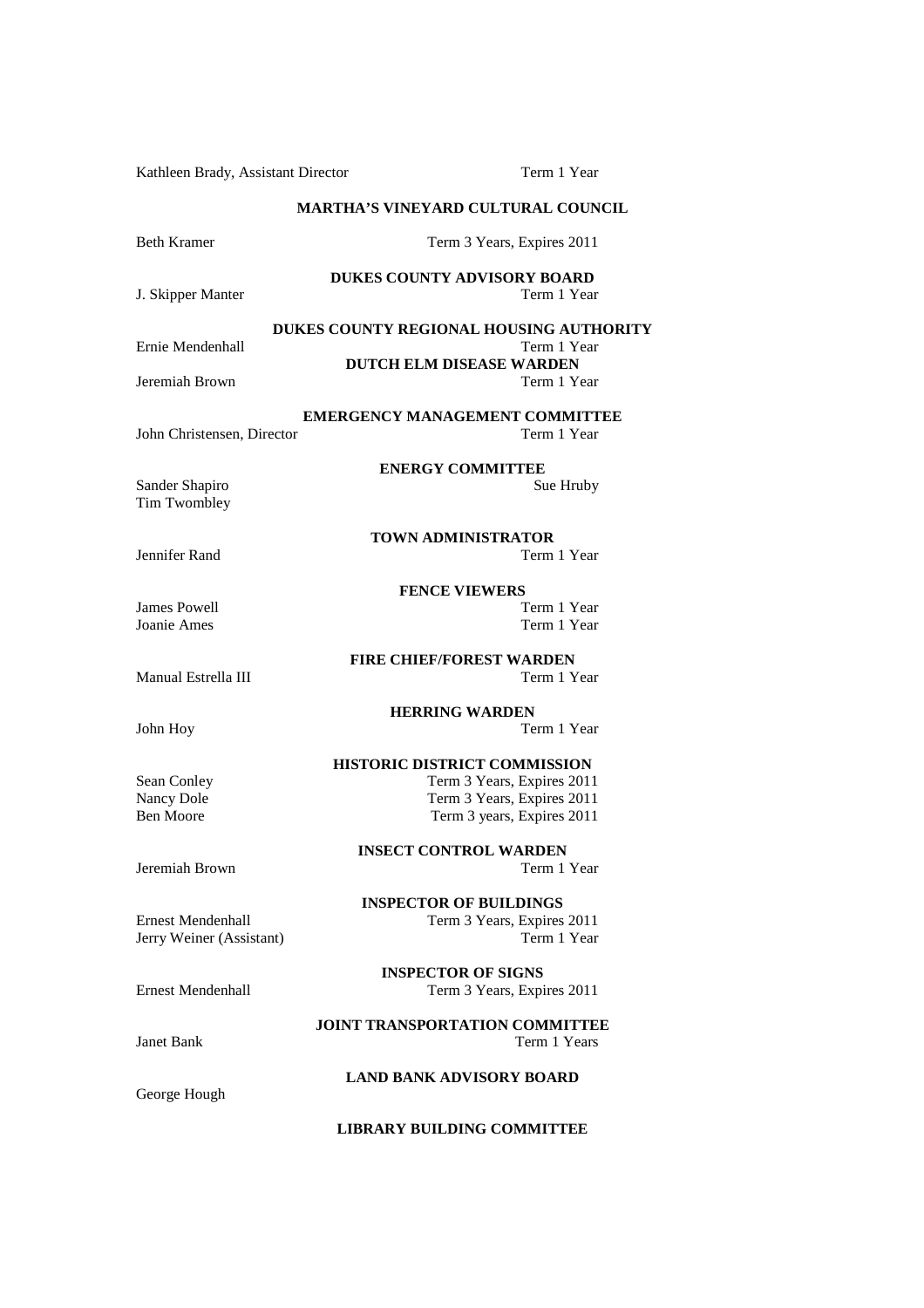Kathleen Brady, Assistant Director — Term 1 Year

**MARTHA'S VINEYARD CULTURAL COUNCIL**

Beth Kramer — Term 3 Years, Expires 2011

**DUKES COUNTY ADVISORY BOARD**

J. Skipper Manter — Term 1 Year

**DUKES COUNTY REGIONAL HOUSING AUTHORITY**

Ernie Mendenhall — Term 1 Year

**DUTCH ELM DISEASE WARDEN**

Jeremiah Brown — Term 1 Year

**EMERGENCY MANAGEMENT COMMITTEE**

John Christensen, Director — Term 1 Year

**ENERGY COMMITTEE**

Sander Shapiro
Sue Hruby
Tim Twombley

**TOWN ADMINISTRATOR**

Jennifer Rand — Term 1 Year

**FENCE VIEWERS**

James Powell — Term 1 Year
Joanie Ames — Term 1 Year

**FIRE CHIEF/FOREST WARDEN**

Manual Estrella III — Term 1 Year

**HERRING WARDEN**

John Hoy — Term 1 Year

**HISTORIC DISTRICT COMMISSION**

Sean Conley — Term 3 Years, Expires 2011
Nancy Dole — Term 3 Years, Expires 2011
Ben Moore — Term 3 years, Expires 2011

**INSECT CONTROL WARDEN**

Jeremiah Brown — Term 1 Year

**INSPECTOR OF BUILDINGS**

Ernest Mendenhall — Term 3 Years, Expires 2011
Jerry Weiner (Assistant) — Term 1 Year

**INSPECTOR OF SIGNS**

Ernest Mendenhall — Term 3 Years, Expires 2011

**JOINT TRANSPORTATION COMMITTEE**

Janet Bank — Term 1 Years

**LAND BANK ADVISORY BOARD**

George Hough

**LIBRARY BUILDING COMMITTEE**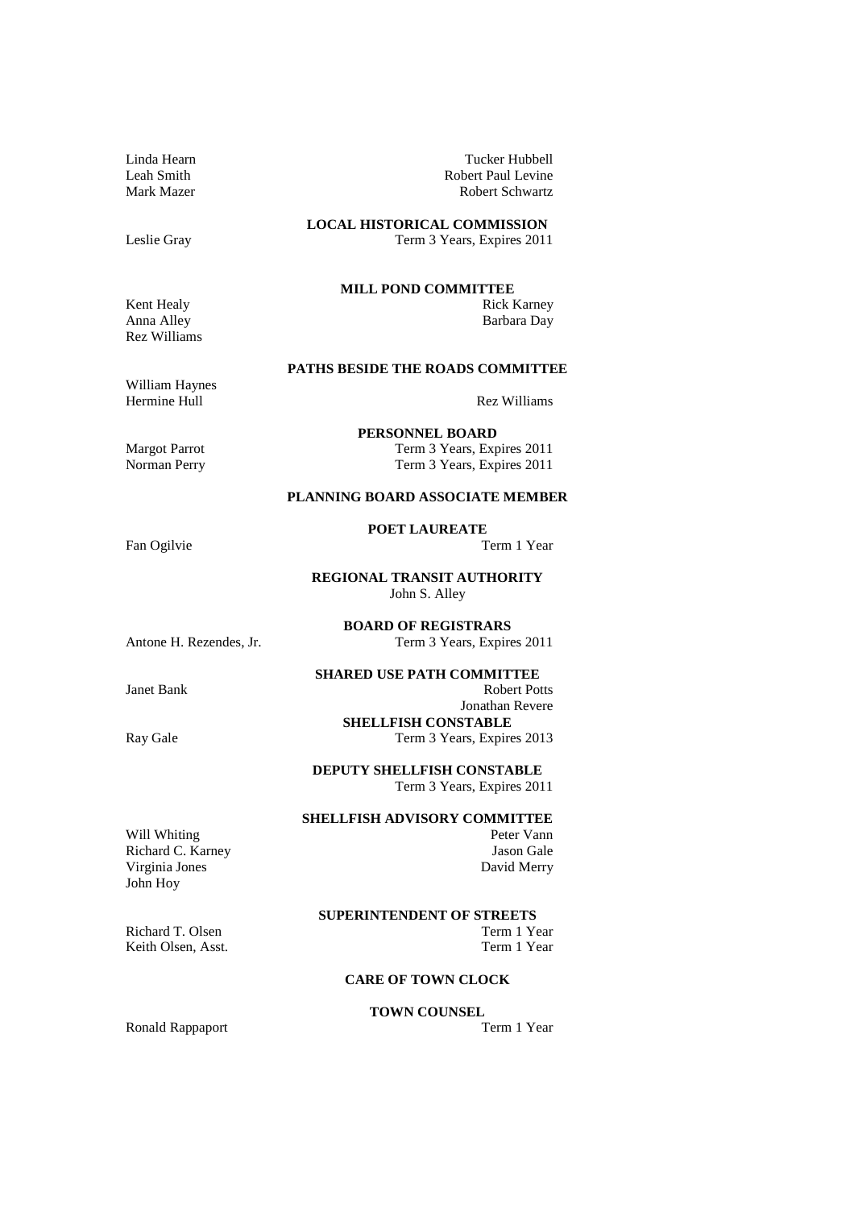Linda Hearn — Tucker Hubbell
Leah Smith — Robert Paul Levine
Mark Mazer — Robert Schwartz

**LOCAL HISTORICAL COMMISSION**

Leslie Gray — Term 3 Years, Expires 2011

**MILL POND COMMITTEE**

Kent Healy — Rick Karney
Anna Alley — Barbara Day
Rez Williams

**PATHS BESIDE THE ROADS COMMITTEE**

William Haynes
Hermine Hull — Rez Williams

**PERSONNEL BOARD**

Margot Parrot — Term 3 Years, Expires 2011
Norman Perry — Term 3 Years, Expires 2011

**PLANNING BOARD ASSOCIATE MEMBER**

**POET LAUREATE**

Fan Ogilvie — Term 1 Year

**REGIONAL TRANSIT AUTHORITY**

John S. Alley

**BOARD OF REGISTRARS**

Antone H. Rezendes, Jr. — Term 3 Years, Expires 2011

**SHARED USE PATH COMMITTEE**

Janet Bank — Robert Potts
Jonathan Revere

**SHELLFISH CONSTABLE**

Ray Gale — Term 3 Years, Expires 2013

**DEPUTY SHELLFISH CONSTABLE**

Term 3 Years, Expires 2011

**SHELLFISH ADVISORY COMMITTEE**

Will Whiting — Peter Vann
Richard C. Karney — Jason Gale
Virginia Jones — David Merry
John Hoy

**SUPERINTENDENT OF STREETS**

Richard T. Olsen — Term 1 Year
Keith Olsen, Asst. — Term 1 Year

**CARE OF TOWN CLOCK**

**TOWN COUNSEL**

Ronald Rappaport — Term 1 Year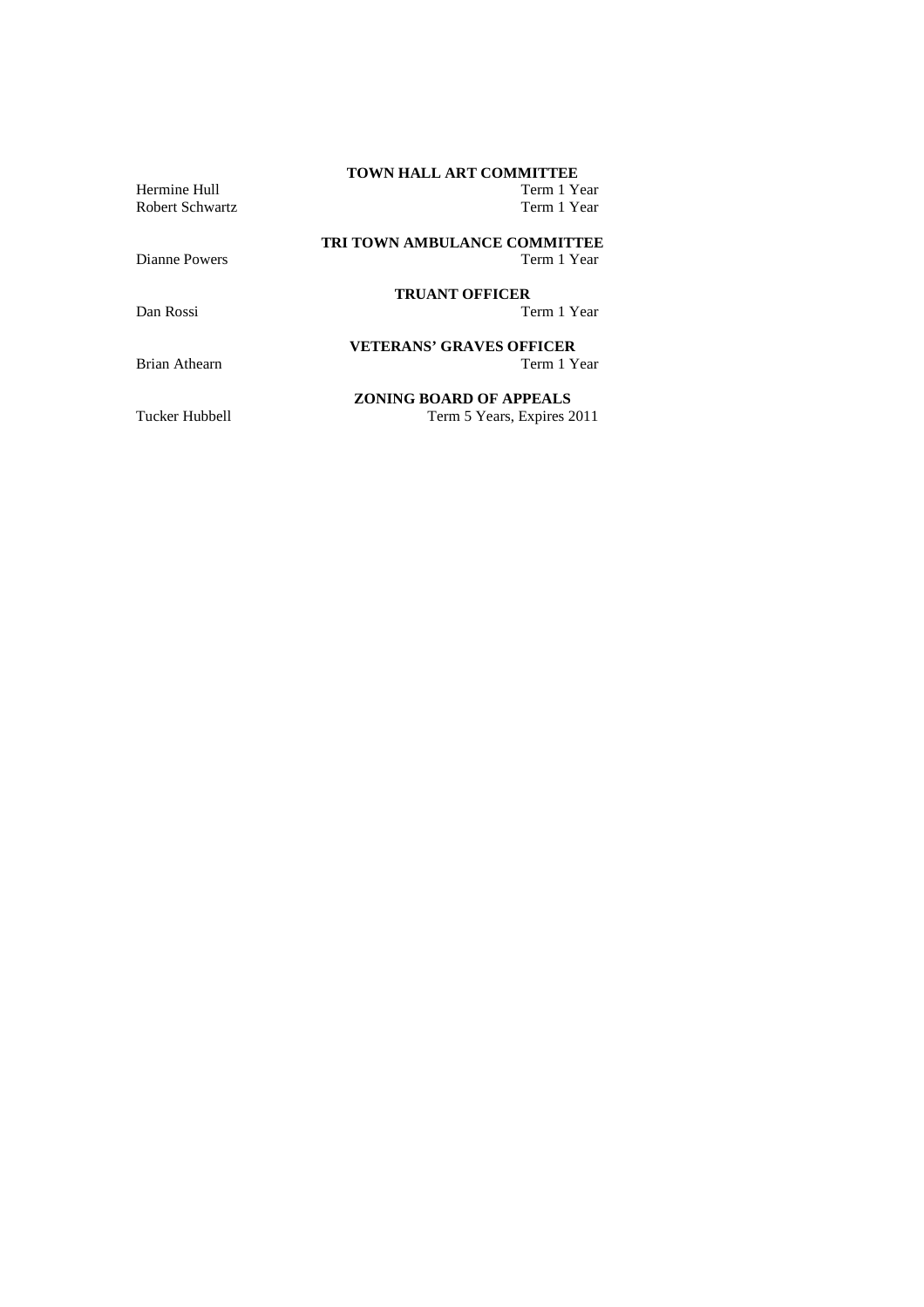**TOWN HALL ART COMMITTEE**

| | |
|---|---|
| Hermine Hull | Term 1 Year |
| Robert Schwartz | Term 1 Year |

**TRI TOWN AMBULANCE COMMITTEE**

| | |
|---|---|
| Dianne Powers | Term 1 Year |

**TRUANT OFFICER**

| | |
|---|---|
| Dan Rossi | Term 1 Year |

**VETERANS' GRAVES OFFICER**

| | |
|---|---|
| Brian Athearn | Term 1 Year |

**ZONING BOARD OF APPEALS**

| | |
|---|---|
| Tucker Hubbell | Term 5 Years, Expires 2011 |